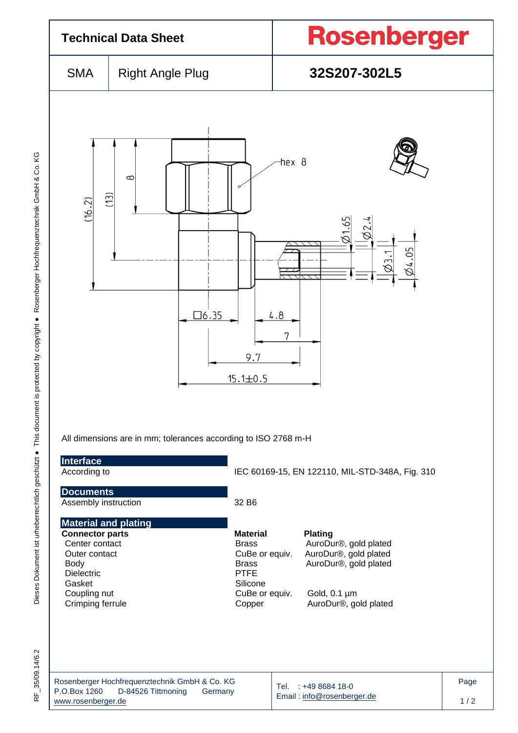# Technical Data Sheet

**Rosenberger**

| SMA | Right Angle Plug | 32S207-302L5 |
|---|---|---|

All dimensions are in mm; tolerances according to ISO 2768 m-H

## Interface

| | |
|---|---|
| According to | IEC 60169-15, EN 122110, MIL-STD-348A, Fig. 310 |

## Documents

| | |
|---|---|
| Assembly instruction | 32 B6 |

## Material and plating

| **Connector parts** | **Material** | **Plating** |
|---|---|---|
| Center contact | Brass | AuroDur®, gold plated |
| Outer contact | CuBe or equiv. | AuroDur®, gold plated |
| Body | Brass | AuroDur®, gold plated |
| Dielectric | PTFE | |
| Gasket | Silicone | |
| Coupling nut | CuBe or equiv. | Gold, 0.1 µm |
| Crimping ferrule | Copper | AuroDur®, gold plated |

Rosenberger Hochfrequenztechnik GmbH & Co. KG
P.O.Box 1260 D-84526 Tittmoning Germany
www.rosenberger.de

Tel. : +49 8684 18-0
Email : info@rosenberger.de

RF_35/09.14/6.2

Dieses Dokument ist urheberrechtlich geschützt ● This document is protected by copyright ● Rosenberger Hochfrequenztechnik GmbH & Co. KG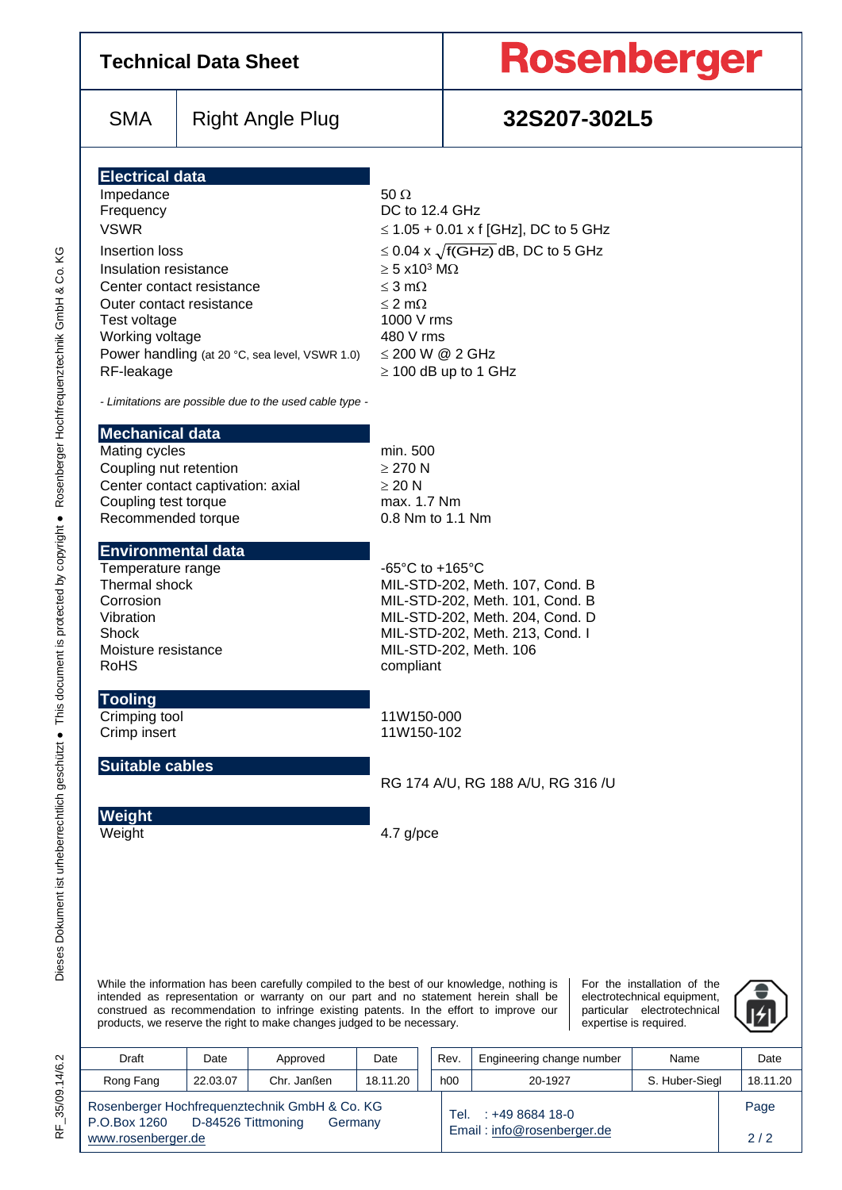# Technical Data Sheet

**Rosenberger**

| SMA | Right Angle Plug | 32S207-302L5 |
|---|---|---|

## Electrical data

| | |
|---|---|
| Impedance | 50 Ω |
| Frequency | DC to 12.4 GHz |
| VSWR | ≤ 1.05 + 0.01 x f [GHz], DC to 5 GHz |
| Insertion loss | ≤ 0.04 x $\sqrt{f(GHz)}$ dB, DC to 5 GHz |
| Insulation resistance | ≥ 5 x10³ MΩ |
| Center contact resistance | ≤ 3 mΩ |
| Outer contact resistance | ≤ 2 mΩ |
| Test voltage | 1000 V rms |
| Working voltage | 480 V rms |
| Power handling (at 20 °C, sea level, VSWR 1.0) | ≤ 200 W @ 2 GHz |
| RF-leakage | ≥ 100 dB up to 1 GHz |

*- Limitations are possible due to the used cable type -*

## Mechanical data

| | |
|---|---|
| Mating cycles | min. 500 |
| Coupling nut retention | ≥ 270 N |
| Center contact captivation: axial | ≥ 20 N |
| Coupling test torque | max. 1.7 Nm |
| Recommended torque | 0.8 Nm to 1.1 Nm |

## Environmental data

| | |
|---|---|
| Temperature range | -65°C to +165°C |
| Thermal shock | MIL-STD-202, Meth. 107, Cond. B |
| Corrosion | MIL-STD-202, Meth. 101, Cond. B |
| Vibration | MIL-STD-202, Meth. 204, Cond. D |
| Shock | MIL-STD-202, Meth. 213, Cond. I |
| Moisture resistance | MIL-STD-202, Meth. 106 |
| RoHS | compliant |

## Tooling

| | |
|---|---|
| Crimping tool | 11W150-000 |
| Crimp insert | 11W150-102 |

## Suitable cables

RG 174 A/U, RG 188 A/U, RG 316 /U

## Weight

| | |
|---|---|
| Weight | 4.7 g/pce |

While the information has been carefully compiled to the best of our knowledge, nothing is intended as representation or warranty on our part and no statement herein shall be construed as recommendation to infringe existing patents. In the effort to improve our products, we reserve the right to make changes judged to be necessary.

For the installation of the electrotechnical equipment, particular electrotechnical expertise is required.

| Draft | Date | Approved | Date | Rev. | Engineering change number | Name | Date |
|---|---|---|---|---|---|---|---|
| Rong Fang | 22.03.07 | Chr. Janßen | 18.11.20 | h00 | 20-1927 | S. Huber-Siegl | 18.11.20 |

Rosenberger Hochfrequenztechnik GmbH & Co. KG
P.O.Box 1260 D-84526 Tittmoning Germany
www.rosenberger.de

Tel. : +49 8684 18-0
Email : info@rosenberger.de

Dieses Dokument ist urheberrechtlich geschützt ● This document is protected by copyright ● Rosenberger Hochfrequenztechnik GmbH & Co. KG

RF_35/09.14/6.2